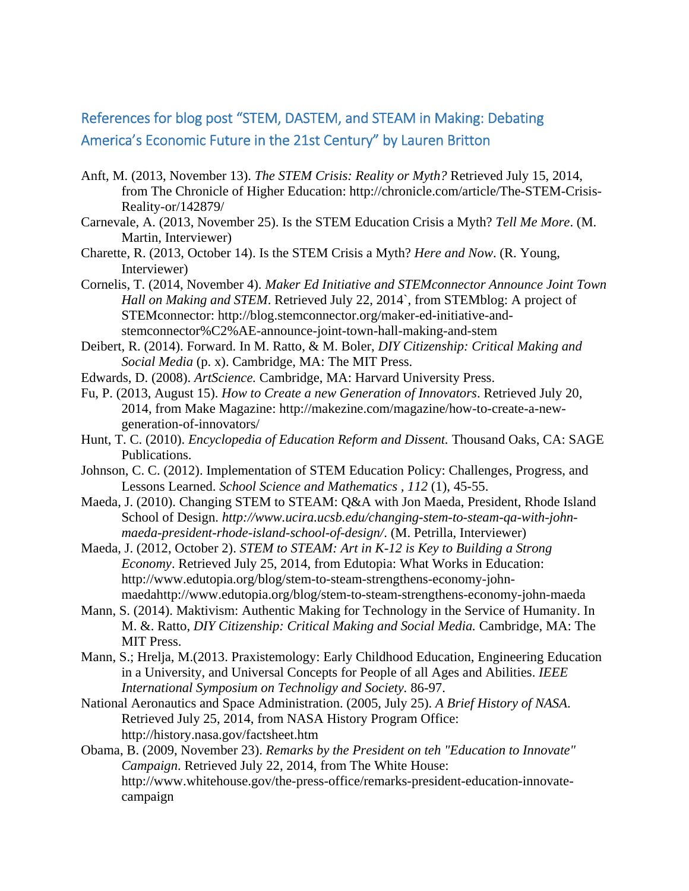## References for blog post "STEM, DASTEM, and STEAM in Making: Debating America's Economic Future in the 21st Century" by Lauren Britton

Anft, M. (2013, November 13). *The STEM Crisis: Reality or Myth?* Retrieved July 15, 2014, from The Chronicle of Higher Education: http://chronicle.com/article/The-STEM-Crisis-Reality-or/142879/

Carnevale, A. (2013, November 25). Is the STEM Education Crisis a Myth? *Tell Me More*. (M. Martin, Interviewer)

Charette, R. (2013, October 14). Is the STEM Crisis a Myth? *Here and Now*. (R. Young, Interviewer)

Cornelis, T. (2014, November 4). *Maker Ed Initiative and STEMconnector Announce Joint Town Hall on Making and STEM*. Retrieved July 22, 2014`, from STEMblog: A project of STEMconnector: http://blog.stemconnector.org/maker-ed-initiative-and-stemconnector%C2%AE-announce-joint-town-hall-making-and-stem

Deibert, R. (2014). Forward. In M. Ratto, & M. Boler, *DIY Citizenship: Critical Making and Social Media* (p. x). Cambridge, MA: The MIT Press.

Edwards, D. (2008). *ArtScience.* Cambridge, MA: Harvard University Press.

Fu, P. (2013, August 15). *How to Create a new Generation of Innovators*. Retrieved July 20, 2014, from Make Magazine: http://makezine.com/magazine/how-to-create-a-new-generation-of-innovators/

Hunt, T. C. (2010). *Encyclopedia of Education Reform and Dissent.* Thousand Oaks, CA: SAGE Publications.

Johnson, C. C. (2012). Implementation of STEM Education Policy: Challenges, Progress, and Lessons Learned. *School Science and Mathematics* , *112* (1), 45-55.

Maeda, J. (2010). Changing STEM to STEAM: Q&A with Jon Maeda, President, Rhode Island School of Design. *http://www.ucira.ucsb.edu/changing-stem-to-steam-qa-with-john-maeda-president-rhode-island-school-of-design/*. (M. Petrilla, Interviewer)

Maeda, J. (2012, October 2). *STEM to STEAM: Art in K-12 is Key to Building a Strong Economy*. Retrieved July 25, 2014, from Edutopia: What Works in Education: http://www.edutopia.org/blog/stem-to-steam-strengthens-economy-john-maedahttp://www.edutopia.org/blog/stem-to-steam-strengthens-economy-john-maeda

Mann, S. (2014). Maktivism: Authentic Making for Technology in the Service of Humanity. In M. &. Ratto, *DIY Citizenship: Critical Making and Social Media.* Cambridge, MA: The MIT Press.

Mann, S.; Hrelja, M.(2013. Praxistemology: Early Childhood Education, Engineering Education in a University, and Universal Concepts for People of all Ages and Abilities. *IEEE International Symposium on Technoligy and Society.* 86-97.

National Aeronautics and Space Administration. (2005, July 25). *A Brief History of NASA.* Retrieved July 25, 2014, from NASA History Program Office: http://history.nasa.gov/factsheet.htm

Obama, B. (2009, November 23). *Remarks by the President on teh "Education to Innovate" Campaign*. Retrieved July 22, 2014, from The White House: http://www.whitehouse.gov/the-press-office/remarks-president-education-innovate-campaign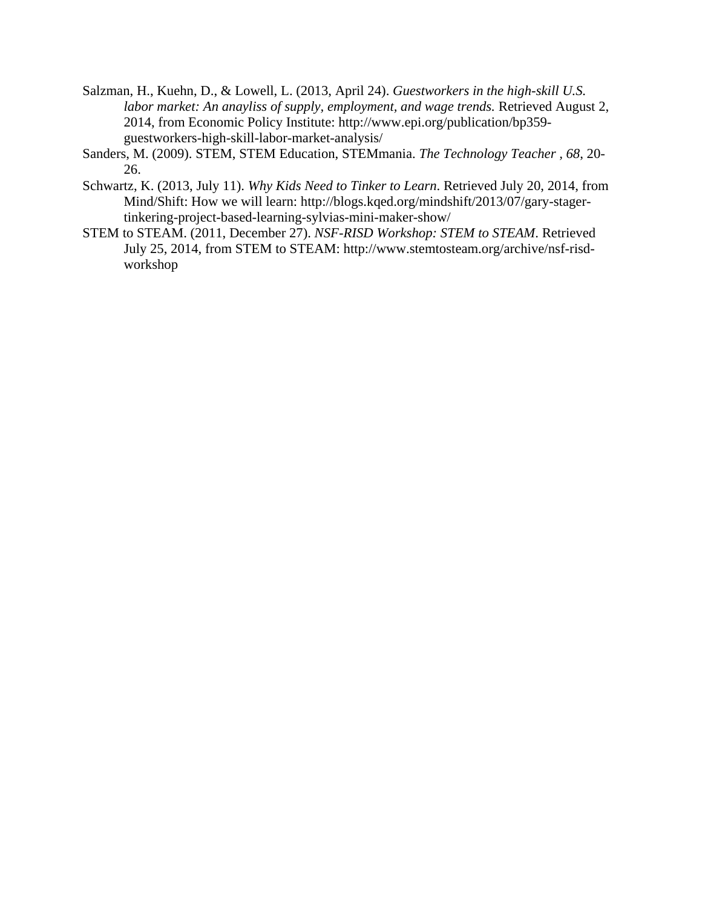Salzman, H., Kuehn, D., & Lowell, L. (2013, April 24). *Guestworkers in the high-skill U.S. labor market: An anayliss of supply, employment, and wage trends.* Retrieved August 2, 2014, from Economic Policy Institute: http://www.epi.org/publication/bp359-guestworkers-high-skill-labor-market-analysis/

Sanders, M. (2009). STEM, STEM Education, STEMmania. *The Technology Teacher , 68*, 20-26.

Schwartz, K. (2013, July 11). *Why Kids Need to Tinker to Learn*. Retrieved July 20, 2014, from Mind/Shift: How we will learn: http://blogs.kqed.org/mindshift/2013/07/gary-stager-tinkering-project-based-learning-sylvias-mini-maker-show/

STEM to STEAM. (2011, December 27). *NSF-RISD Workshop: STEM to STEAM*. Retrieved July 25, 2014, from STEM to STEAM: http://www.stemtosteam.org/archive/nsf-risd-workshop